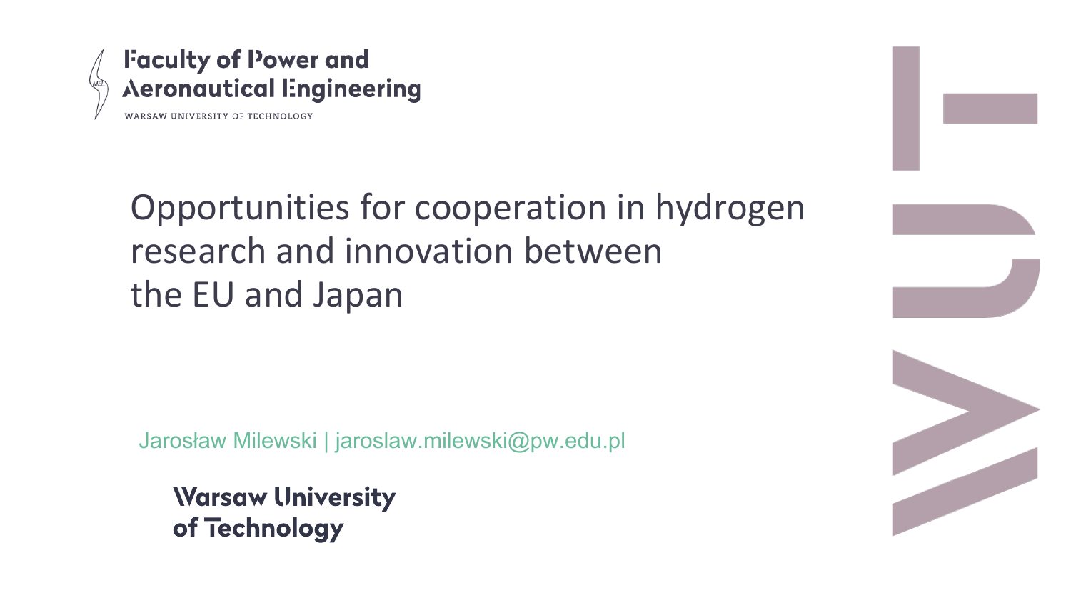Faculty of Power and Aeronautical Engineering

WARSAW UNIVERSITY OF TECHNOLOGY

# Opportunities for cooperation in hydrogen research and innovation between the EU and Japan

Jarosław Milewski | jaroslaw.milewski@pw.edu.pl

Warsaw University of Technology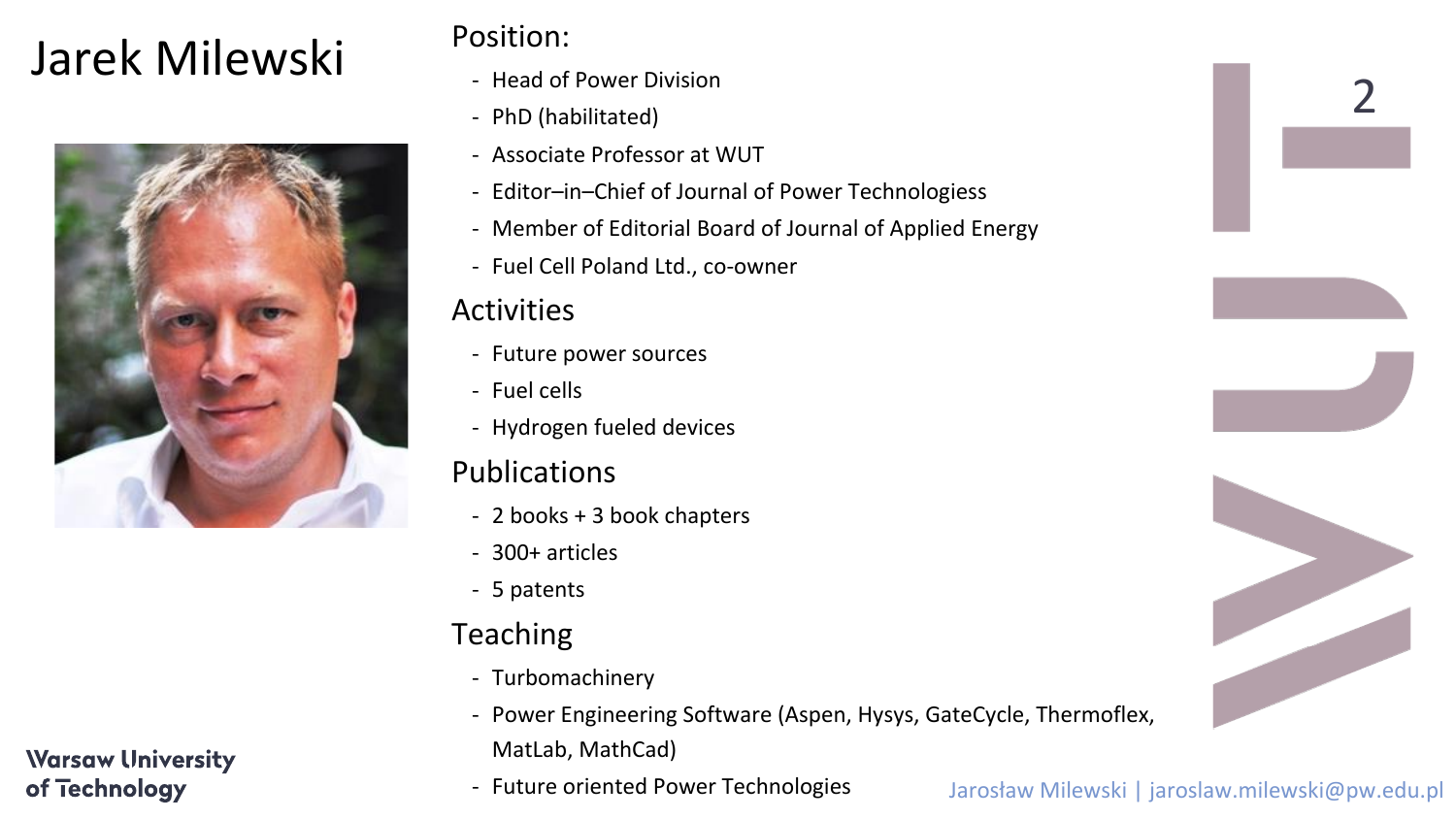# Jarek Milewski

## Position:

- Head of Power Division
- PhD (habilitated)
- Associate Professor at WUT
- Editor–in–Chief of Journal of Power Technologiess
- Member of Editorial Board of Journal of Applied Energy
- Fuel Cell Poland Ltd., co-owner

## Activities

- Future power sources
- Fuel cells
- Hydrogen fueled devices

## Publications

- 2 books + 3 book chapters
- 300+ articles
- 5 patents

## Teaching

- Turbomachinery
- Power Engineering Software (Aspen, Hysys, GateCycle, Thermoflex, MatLab, MathCad)
- Future oriented Power Technologies

Warsaw University of Technology

Jarosław Milewski | jaroslaw.milewski@pw.edu.pl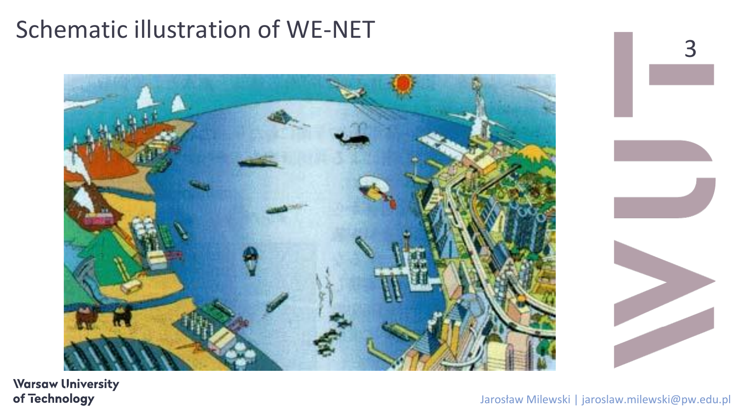# Schematic illustration of WE-NET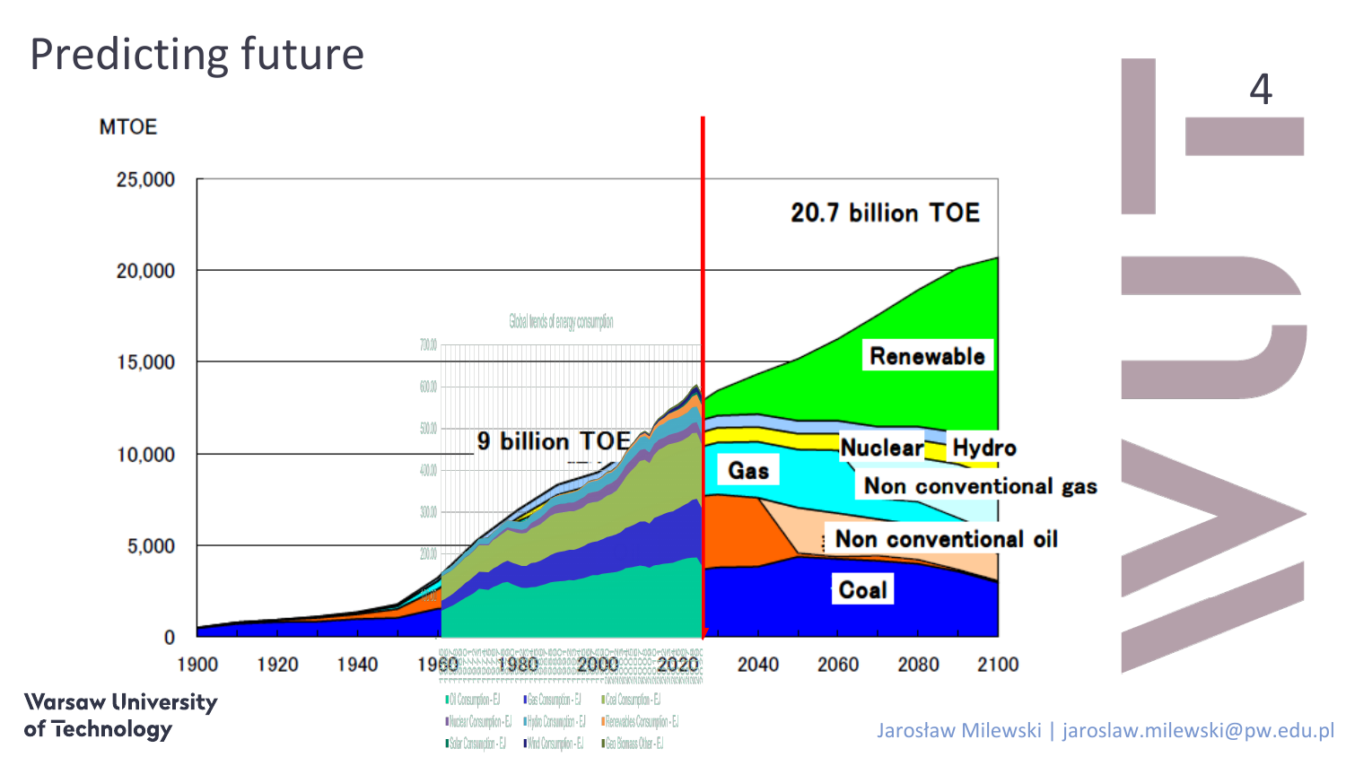# Predicting future

MTOE

25,000

20,000

15,000

10,000

5,000

0

1900 1920 1940 1960 1980 2000 2020 2040 2060 2080 2100

20.7 billion TOE

9 billion TOE

Renewable

Nuclear

Hydro

Gas

Non conventional gas

Non conventional oil

Coal

Global trends of energy consumption

Oil Consumption - EJ, Gas Consumption - EJ, Coal Consumption - EJ, Nuclear Consumption - EJ, Hydro Consumption - EJ, Renewables Consumption - EJ, Solar Consumption - EJ, Wind Consumption - EJ, Geo Biomass Other - EJ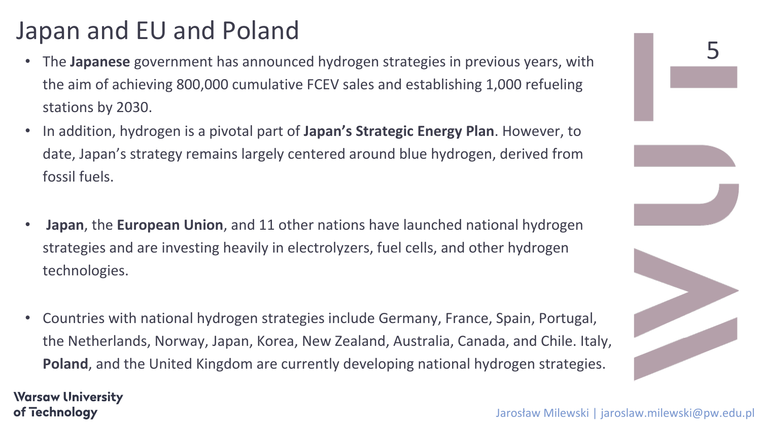# Japan and EU and Poland

- The **Japanese** government has announced hydrogen strategies in previous years, with the aim of achieving 800,000 cumulative FCEV sales and establishing 1,000 refueling stations by 2030.
- In addition, hydrogen is a pivotal part of **Japan's Strategic Energy Plan**. However, to date, Japan's strategy remains largely centered around blue hydrogen, derived from fossil fuels.
- **Japan**, the **European Union**, and 11 other nations have launched national hydrogen strategies and are investing heavily in electrolyzers, fuel cells, and other hydrogen technologies.
- Countries with national hydrogen strategies include Germany, France, Spain, Portugal, the Netherlands, Norway, Japan, Korea, New Zealand, Australia, Canada, and Chile. Italy, **Poland**, and the United Kingdom are currently developing national hydrogen strategies.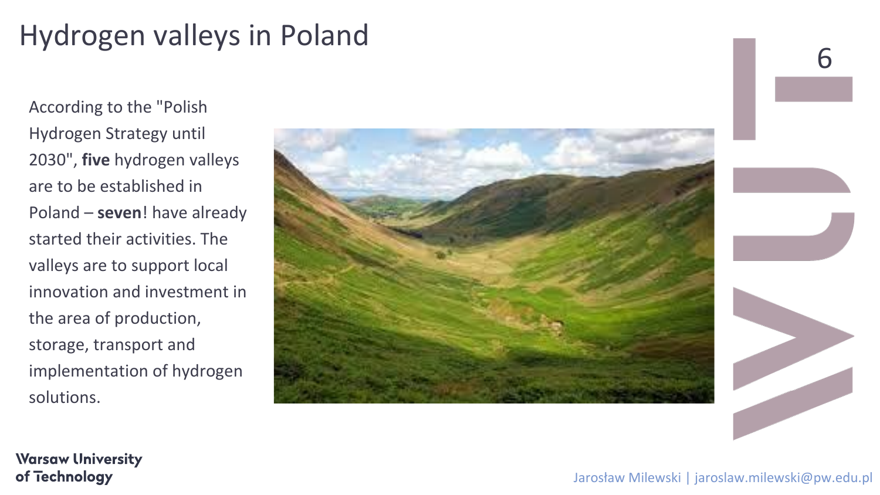# Hydrogen valleys in Poland

According to the "Polish Hydrogen Strategy until 2030", **five** hydrogen valleys are to be established in Poland – **seven**! have already started their activities. The valleys are to support local innovation and investment in the area of production, storage, transport and implementation of hydrogen solutions.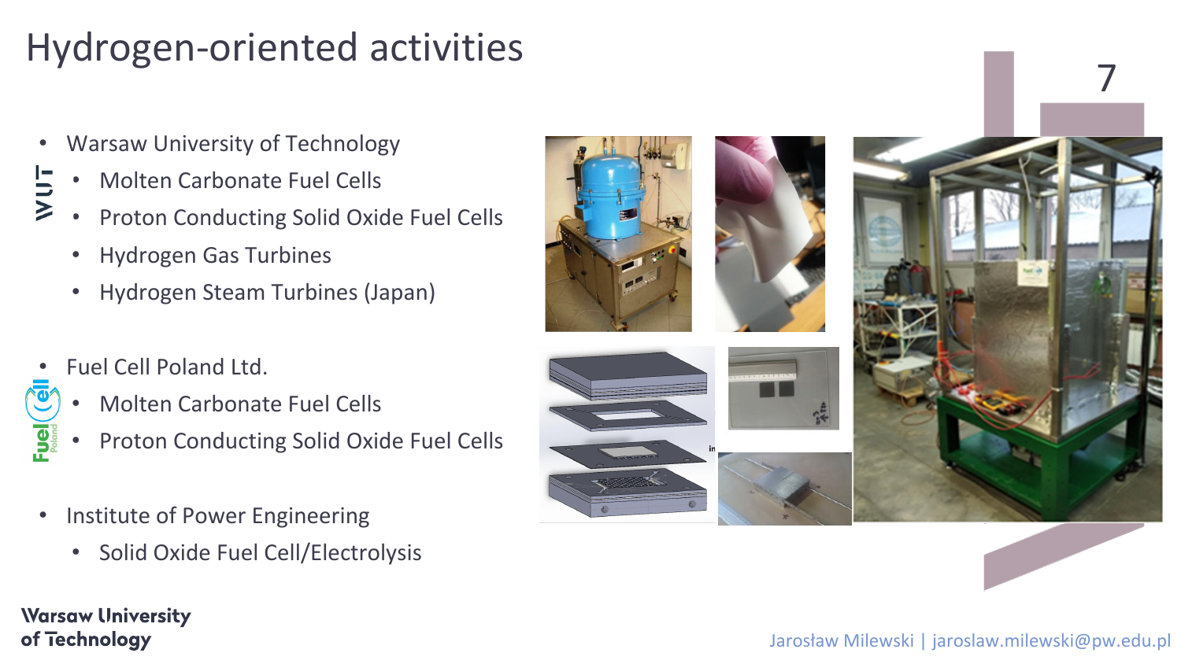# Hydrogen-oriented activities

- Warsaw University of Technology
  - Molten Carbonate Fuel Cells
  - Proton Conducting Solid Oxide Fuel Cells
  - Hydrogen Gas Turbines
  - Hydrogen Steam Turbines (Japan)
- Fuel Cell Poland Ltd.
  - Molten Carbonate Fuel Cells
  - Proton Conducting Solid Oxide Fuel Cells
- Institute of Power Engineering
  - Solid Oxide Fuel Cell/Electrolysis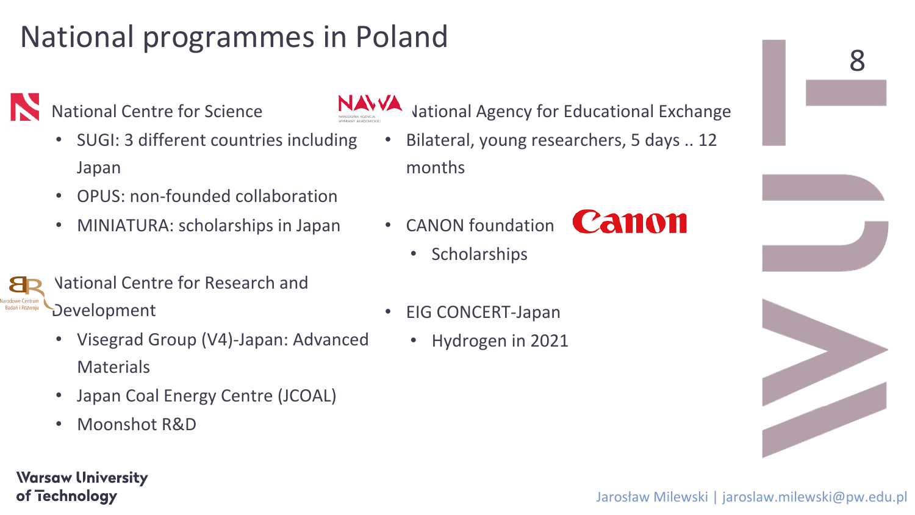# National programmes in Poland

National Centre for Science

- SUGI: 3 different countries including Japan
- OPUS: non-founded collaboration
- MINIATURA: scholarships in Japan

National Centre for Research and Development

- Visegrad Group (V4)-Japan: Advanced Materials
- Japan Coal Energy Centre (JCOAL)
- Moonshot R&D

National Agency for Educational Exchange

- Bilateral, young researchers, 5 days .. 12 months
- CANON foundation
  - Scholarships
- EIG CONCERT-Japan
  - Hydrogen in 2021